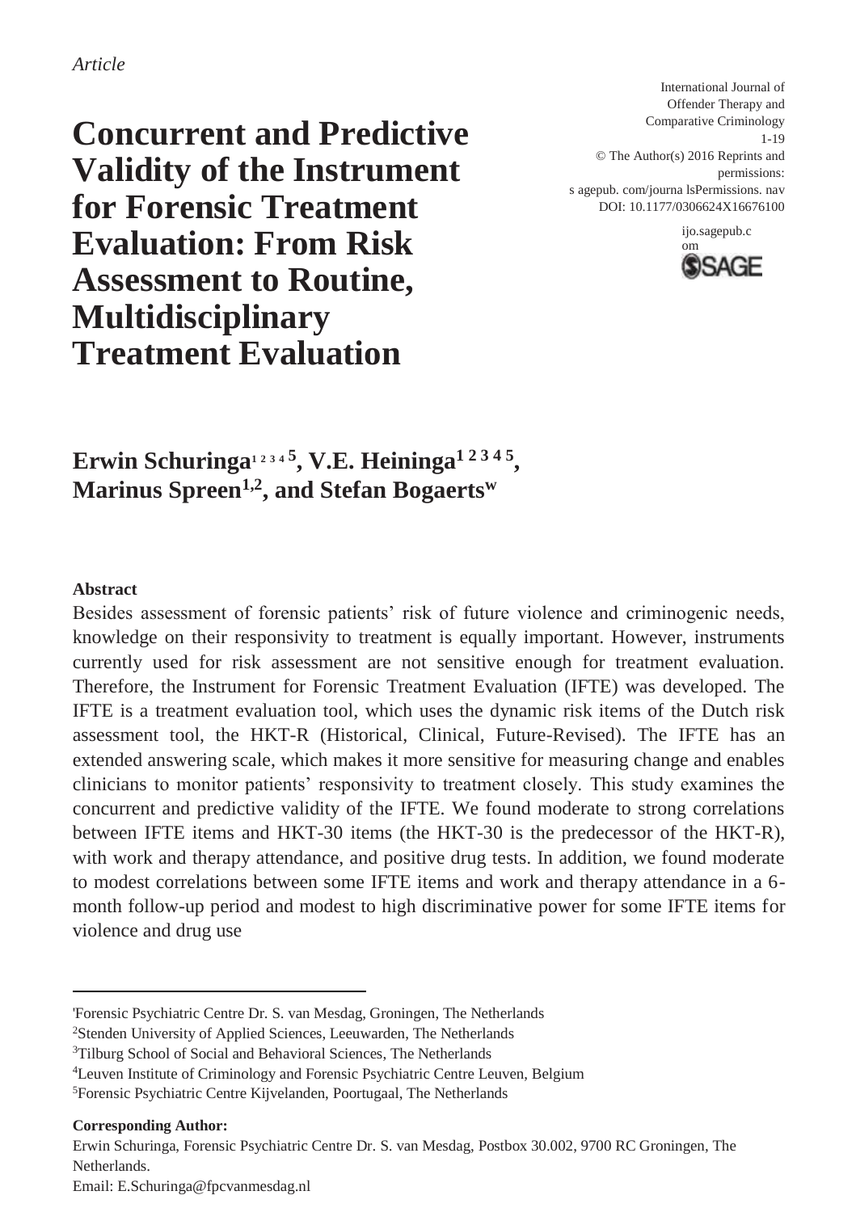*Article*

# Concurrent and Predictive Validity of the Instrument for Forensic Treatment Evaluation: From Risk Assessment to Routine, Multidisciplinary Treatment Evaluation

International Journal of Offender Therapy and Comparative Criminology
1-19
© The Author(s) 2016 Reprints and permissions:
s agepub. com/journa lsPermissions. nav
DOI: 10.1177/0306624X16676100
ijo.sagepub.com

**Erwin Schuringa[1 2 3 4 5], V.E. Heininga[1 2 3 4 5], Marinus Spreen[1,2], and Stefan Bogaerts[w]**

**Abstract**

Besides assessment of forensic patients' risk of future violence and criminogenic needs, knowledge on their responsivity to treatment is equally important. However, instruments currently used for risk assessment are not sensitive enough for treatment evaluation. Therefore, the Instrument for Forensic Treatment Evaluation (IFTE) was developed. The IFTE is a treatment evaluation tool, which uses the dynamic risk items of the Dutch risk assessment tool, the HKT-R (Historical, Clinical, Future-Revised). The IFTE has an extended answering scale, which makes it more sensitive for measuring change and enables clinicians to monitor patients' responsivity to treatment closely. This study examines the concurrent and predictive validity of the IFTE. We found moderate to strong correlations between IFTE items and HKT-30 items (the HKT-30 is the predecessor of the HKT-R), with work and therapy attendance, and positive drug tests. In addition, we found moderate to modest correlations between some IFTE items and work and therapy attendance in a 6-month follow-up period and modest to high discriminative power for some IFTE items for violence and drug use

---

[1]Forensic Psychiatric Centre Dr. S. van Mesdag, Groningen, The Netherlands
[2]Stenden University of Applied Sciences, Leeuwarden, The Netherlands
[3]Tilburg School of Social and Behavioral Sciences, The Netherlands
[4]Leuven Institute of Criminology and Forensic Psychiatric Centre Leuven, Belgium
[5]Forensic Psychiatric Centre Kijvelanden, Poortugaal, The Netherlands

**Corresponding Author:**
Erwin Schuringa, Forensic Psychiatric Centre Dr. S. van Mesdag, Postbox 30.002, 9700 RC Groningen, The Netherlands.
Email: E.Schuringa@fpcvanmesdag.nl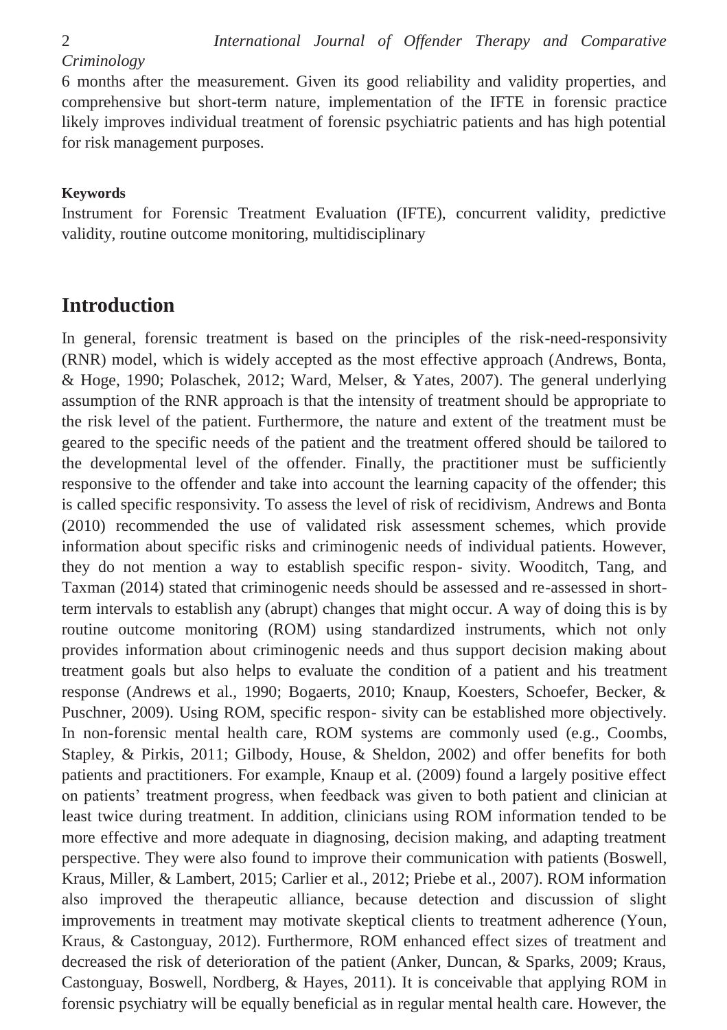6 months after the measurement. Given its good reliability and validity properties, and comprehensive but short-term nature, implementation of the IFTE in forensic practice likely improves individual treatment of forensic psychiatric patients and has high potential for risk management purposes.

#### Keywords

Instrument for Forensic Treatment Evaluation (IFTE), concurrent validity, predictive validity, routine outcome monitoring, multidisciplinary

## Introduction

In general, forensic treatment is based on the principles of the risk-need-responsivity (RNR) model, which is widely accepted as the most effective approach (Andrews, Bonta, & Hoge, 1990; Polaschek, 2012; Ward, Melser, & Yates, 2007). The general underlying assumption of the RNR approach is that the intensity of treatment should be appropriate to the risk level of the patient. Furthermore, the nature and extent of the treatment must be geared to the specific needs of the patient and the treatment offered should be tailored to the developmental level of the offender. Finally, the practitioner must be sufficiently responsive to the offender and take into account the learning capacity of the offender; this is called specific responsivity. To assess the level of risk of recidivism, Andrews and Bonta (2010) recommended the use of validated risk assessment schemes, which provide information about specific risks and criminogenic needs of individual patients. However, they do not mention a way to establish specific respon- sivity. Wooditch, Tang, and Taxman (2014) stated that criminogenic needs should be assessed and re-assessed in short-term intervals to establish any (abrupt) changes that might occur. A way of doing this is by routine outcome monitoring (ROM) using standardized instruments, which not only provides information about criminogenic needs and thus support decision making about treatment goals but also helps to evaluate the condition of a patient and his treatment response (Andrews et al., 1990; Bogaerts, 2010; Knaup, Koesters, Schoefer, Becker, & Puschner, 2009). Using ROM, specific respon- sivity can be established more objectively. In non-forensic mental health care, ROM systems are commonly used (e.g., Coombs, Stapley, & Pirkis, 2011; Gilbody, House, & Sheldon, 2002) and offer benefits for both patients and practitioners. For example, Knaup et al. (2009) found a largely positive effect on patients' treatment progress, when feedback was given to both patient and clinician at least twice during treatment. In addition, clinicians using ROM information tended to be more effective and more adequate in diagnosing, decision making, and adapting treatment perspective. They were also found to improve their communication with patients (Boswell, Kraus, Miller, & Lambert, 2015; Carlier et al., 2012; Priebe et al., 2007). ROM information also improved the therapeutic alliance, because detection and discussion of slight improvements in treatment may motivate skeptical clients to treatment adherence (Youn, Kraus, & Castonguay, 2012). Furthermore, ROM enhanced effect sizes of treatment and decreased the risk of deterioration of the patient (Anker, Duncan, & Sparks, 2009; Kraus, Castonguay, Boswell, Nordberg, & Hayes, 2011). It is conceivable that applying ROM in forensic psychiatry will be equally beneficial as in regular mental health care. However, the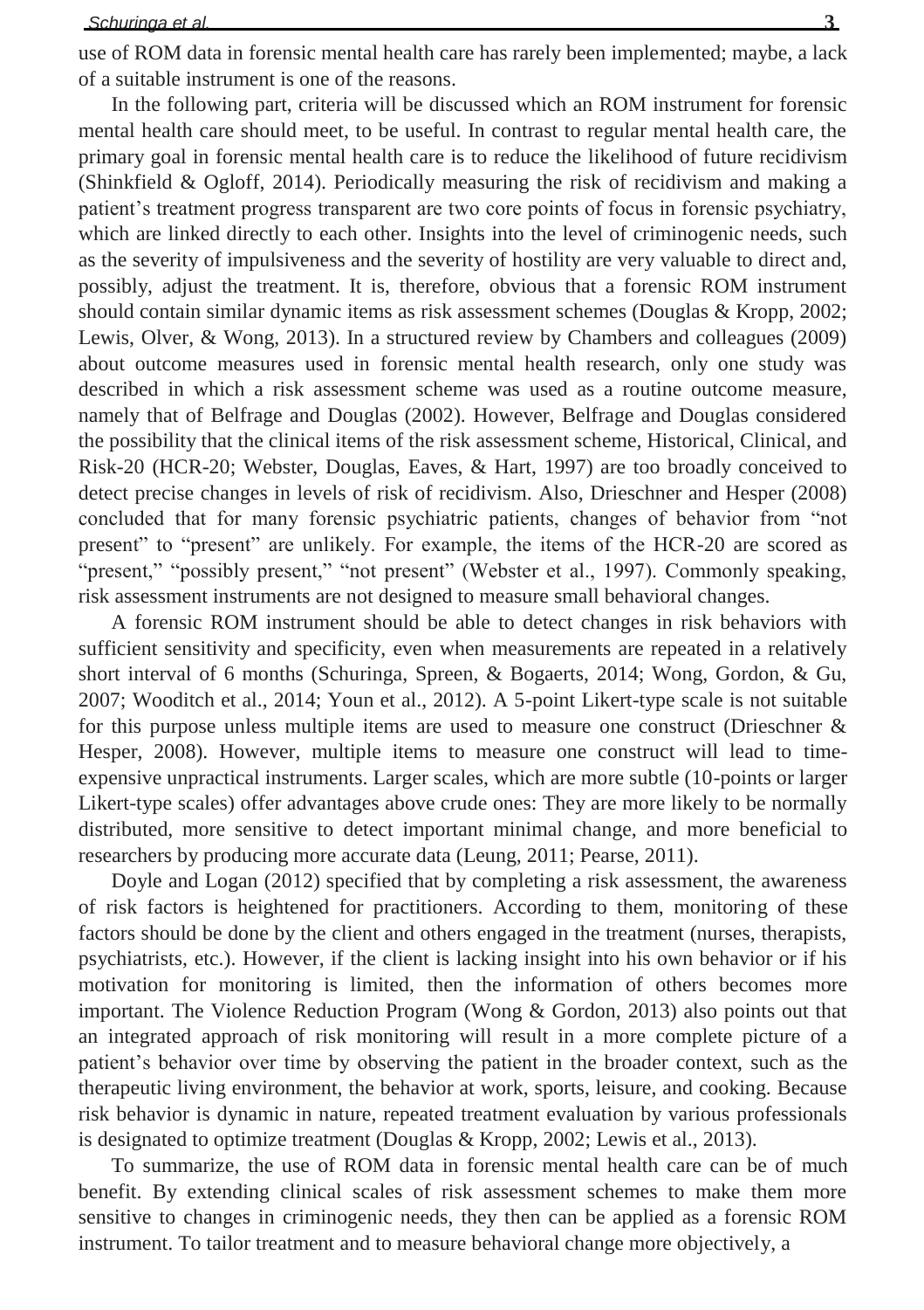use of ROM data in forensic mental health care has rarely been implemented; maybe, a lack of a suitable instrument is one of the reasons.

In the following part, criteria will be discussed which an ROM instrument for forensic mental health care should meet, to be useful. In contrast to regular mental health care, the primary goal in forensic mental health care is to reduce the likelihood of future recidivism (Shinkfield & Ogloff, 2014). Periodically measuring the risk of recidivism and making a patient's treatment progress transparent are two core points of focus in forensic psychiatry, which are linked directly to each other. Insights into the level of criminogenic needs, such as the severity of impulsiveness and the severity of hostility are very valuable to direct and, possibly, adjust the treatment. It is, therefore, obvious that a forensic ROM instrument should contain similar dynamic items as risk assessment schemes (Douglas & Kropp, 2002; Lewis, Olver, & Wong, 2013). In a structured review by Chambers and colleagues (2009) about outcome measures used in forensic mental health research, only one study was described in which a risk assessment scheme was used as a routine outcome measure, namely that of Belfrage and Douglas (2002). However, Belfrage and Douglas considered the possibility that the clinical items of the risk assessment scheme, Historical, Clinical, and Risk-20 (HCR-20; Webster, Douglas, Eaves, & Hart, 1997) are too broadly conceived to detect precise changes in levels of risk of recidivism. Also, Drieschner and Hesper (2008) concluded that for many forensic psychiatric patients, changes of behavior from "not present" to "present" are unlikely. For example, the items of the HCR-20 are scored as "present," "possibly present," "not present" (Webster et al., 1997). Commonly speaking, risk assessment instruments are not designed to measure small behavioral changes.

A forensic ROM instrument should be able to detect changes in risk behaviors with sufficient sensitivity and specificity, even when measurements are repeated in a relatively short interval of 6 months (Schuringa, Spreen, & Bogaerts, 2014; Wong, Gordon, & Gu, 2007; Wooditch et al., 2014; Youn et al., 2012). A 5-point Likert-type scale is not suitable for this purpose unless multiple items are used to measure one construct (Drieschner & Hesper, 2008). However, multiple items to measure one construct will lead to time-expensive unpractical instruments. Larger scales, which are more subtle (10-points or larger Likert-type scales) offer advantages above crude ones: They are more likely to be normally distributed, more sensitive to detect important minimal change, and more beneficial to researchers by producing more accurate data (Leung, 2011; Pearse, 2011).

Doyle and Logan (2012) specified that by completing a risk assessment, the awareness of risk factors is heightened for practitioners. According to them, monitoring of these factors should be done by the client and others engaged in the treatment (nurses, therapists, psychiatrists, etc.). However, if the client is lacking insight into his own behavior or if his motivation for monitoring is limited, then the information of others becomes more important. The Violence Reduction Program (Wong & Gordon, 2013) also points out that an integrated approach of risk monitoring will result in a more complete picture of a patient's behavior over time by observing the patient in the broader context, such as the therapeutic living environment, the behavior at work, sports, leisure, and cooking. Because risk behavior is dynamic in nature, repeated treatment evaluation by various professionals is designated to optimize treatment (Douglas & Kropp, 2002; Lewis et al., 2013).

To summarize, the use of ROM data in forensic mental health care can be of much benefit. By extending clinical scales of risk assessment schemes to make them more sensitive to changes in criminogenic needs, they then can be applied as a forensic ROM instrument. To tailor treatment and to measure behavioral change more objectively, a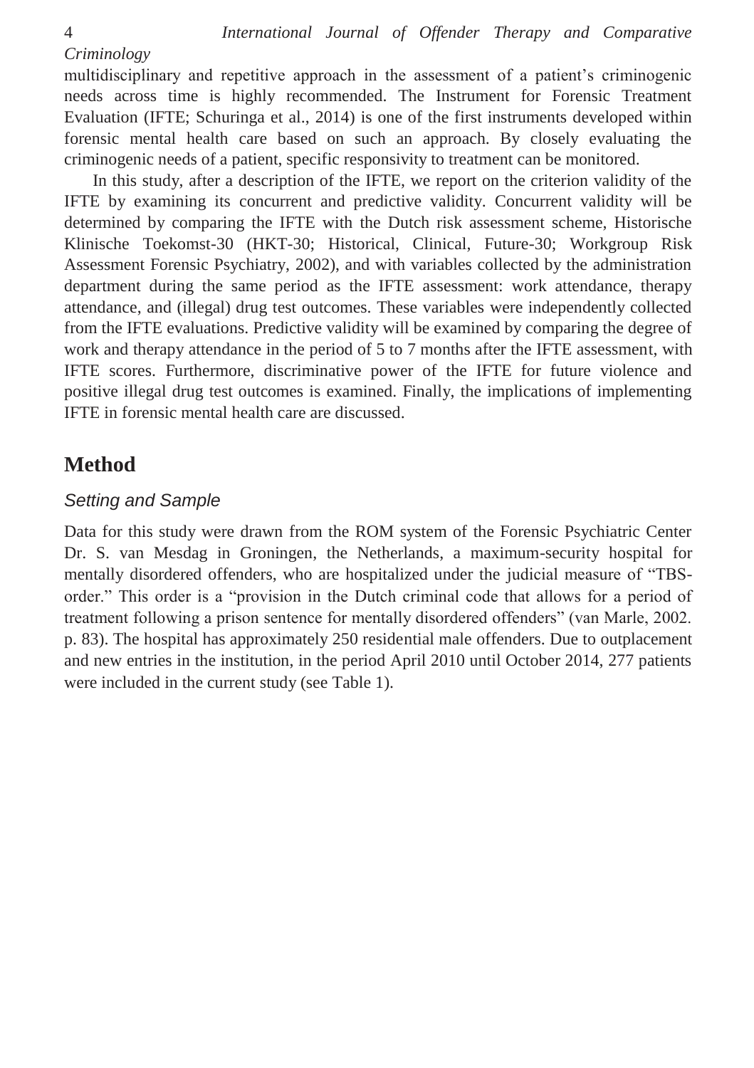multidisciplinary and repetitive approach in the assessment of a patient's criminogenic needs across time is highly recommended. The Instrument for Forensic Treatment Evaluation (IFTE; Schuringa et al., 2014) is one of the first instruments developed within forensic mental health care based on such an approach. By closely evaluating the criminogenic needs of a patient, specific responsivity to treatment can be monitored.

In this study, after a description of the IFTE, we report on the criterion validity of the IFTE by examining its concurrent and predictive validity. Concurrent validity will be determined by comparing the IFTE with the Dutch risk assessment scheme, Historische Klinische Toekomst-30 (HKT-30; Historical, Clinical, Future-30; Workgroup Risk Assessment Forensic Psychiatry, 2002), and with variables collected by the administration department during the same period as the IFTE assessment: work attendance, therapy attendance, and (illegal) drug test outcomes. These variables were independently collected from the IFTE evaluations. Predictive validity will be examined by comparing the degree of work and therapy attendance in the period of 5 to 7 months after the IFTE assessment, with IFTE scores. Furthermore, discriminative power of the IFTE for future violence and positive illegal drug test outcomes is examined. Finally, the implications of implementing IFTE in forensic mental health care are discussed.

## Method

### *Setting and Sample*

Data for this study were drawn from the ROM system of the Forensic Psychiatric Center Dr. S. van Mesdag in Groningen, the Netherlands, a maximum-security hospital for mentally disordered offenders, who are hospitalized under the judicial measure of "TBS-order." This order is a "provision in the Dutch criminal code that allows for a period of treatment following a prison sentence for mentally disordered offenders" (van Marle, 2002. p. 83). The hospital has approximately 250 residential male offenders. Due to outplacement and new entries in the institution, in the period April 2010 until October 2014, 277 patients were included in the current study (see Table 1).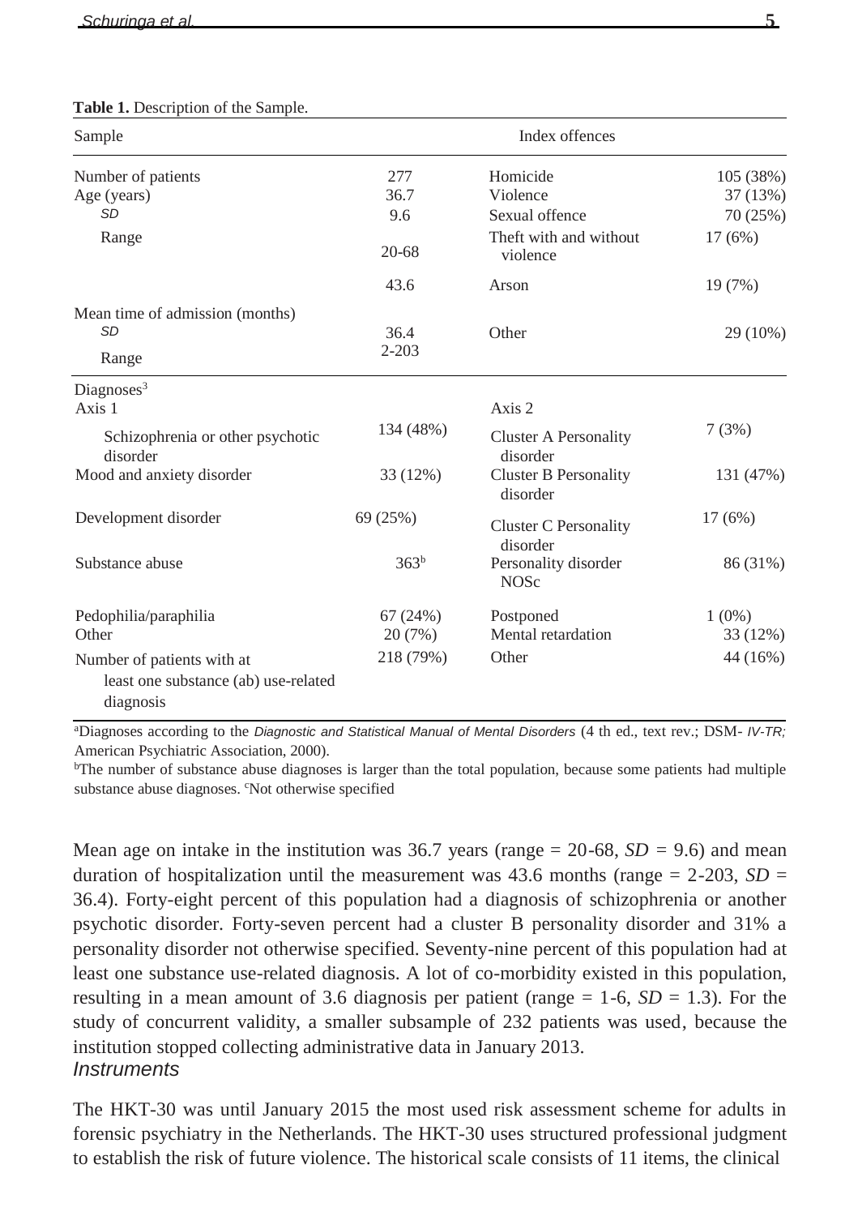**Table 1.** Description of the Sample.

| Sample | | Index offences | |
|---|---|---|---|
| Number of patients | 277 | Homicide | 105 (38%) |
| Age (years) | 36.7 | Violence | 37 (13%) |
| *SD* | 9.6 | Sexual offence | 70 (25%) |
| Range | 20-68 | Theft with and without violence | 17 (6%) |
| | 43.6 | Arson | 19 (7%) |
| Mean time of admission (months) | | | |
| *SD* | 36.4 | Other | 29 (10%) |
| Range | 2-203 | | |
| Diagnoses[3] | | | |
| Axis 1 | | Axis 2 | |
| Schizophrenia or other psychotic disorder | 134 (48%) | Cluster A Personality disorder | 7 (3%) |
| Mood and anxiety disorder | 33 (12%) | Cluster B Personality disorder | 131 (47%) |
| Development disorder | 69 (25%) | Cluster C Personality disorder | 17 (6%) |
| Substance abuse | 363[b] | Personality disorder NOSc | 86 (31%) |
| Pedophilia/paraphilia | 67 (24%) | Postponed | 1 (0%) |
| Other | 20 (7%) | Mental retardation | 33 (12%) |
| Number of patients with at least one substance (ab) use-related diagnosis | 218 (79%) | Other | 44 (16%) |

[a]Diagnoses according to the *Diagnostic and Statistical Manual of Mental Disorders* (4 th ed., text rev.; DSM- *IV-TR;* American Psychiatric Association, 2000).
[b]The number of substance abuse diagnoses is larger than the total population, because some patients had multiple substance abuse diagnoses. [c]Not otherwise specified

Mean age on intake in the institution was 36.7 years (range = 20-68, *SD* = 9.6) and mean duration of hospitalization until the measurement was 43.6 months (range = 2-203, *SD* = 36.4). Forty-eight percent of this population had a diagnosis of schizophrenia or another psychotic disorder. Forty-seven percent had a cluster B personality disorder and 31% a personality disorder not otherwise specified. Seventy-nine percent of this population had at least one substance use-related diagnosis. A lot of co-morbidity existed in this population, resulting in a mean amount of 3.6 diagnosis per patient (range = 1-6, *SD* = 1.3). For the study of concurrent validity, a smaller subsample of 232 patients was used, because the institution stopped collecting administrative data in January 2013.

### *Instruments*

The HKT-30 was until January 2015 the most used risk assessment scheme for adults in forensic psychiatry in the Netherlands. The HKT-30 uses structured professional judgment to establish the risk of future violence. The historical scale consists of 11 items, the clinical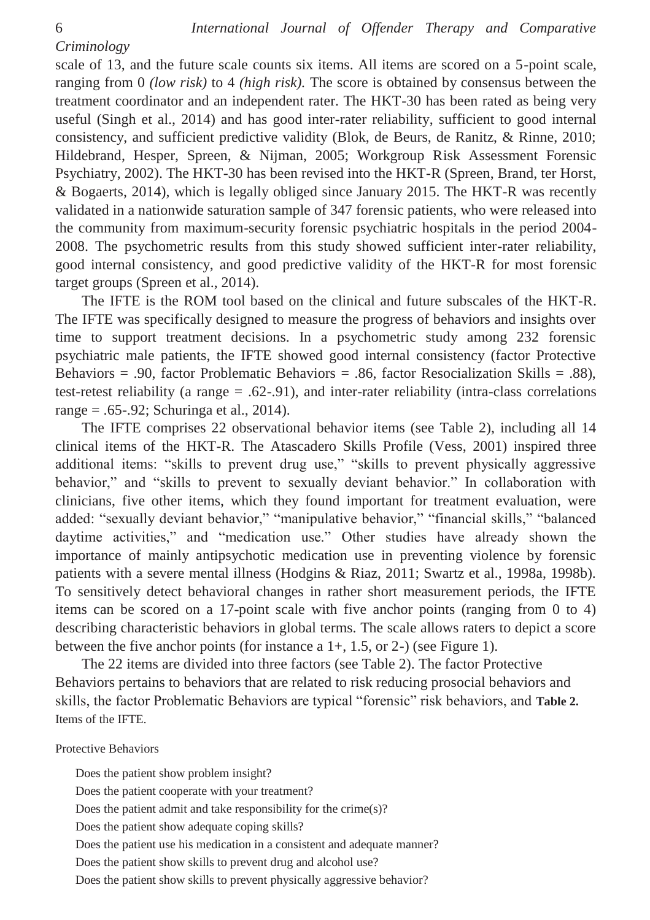scale of 13, and the future scale counts six items. All items are scored on a 5-point scale, ranging from 0 *(low risk)* to 4 *(high risk).* The score is obtained by consensus between the treatment coordinator and an independent rater. The HKT-30 has been rated as being very useful (Singh et al., 2014) and has good inter-rater reliability, sufficient to good internal consistency, and sufficient predictive validity (Blok, de Beurs, de Ranitz, & Rinne, 2010; Hildebrand, Hesper, Spreen, & Nijman, 2005; Workgroup Risk Assessment Forensic Psychiatry, 2002). The HKT-30 has been revised into the HKT-R (Spreen, Brand, ter Horst, & Bogaerts, 2014), which is legally obliged since January 2015. The HKT-R was recently validated in a nationwide saturation sample of 347 forensic patients, who were released into the community from maximum-security forensic psychiatric hospitals in the period 2004-2008. The psychometric results from this study showed sufficient inter-rater reliability, good internal consistency, and good predictive validity of the HKT-R for most forensic target groups (Spreen et al., 2014).

The IFTE is the ROM tool based on the clinical and future subscales of the HKT-R. The IFTE was specifically designed to measure the progress of behaviors and insights over time to support treatment decisions. In a psychometric study among 232 forensic psychiatric male patients, the IFTE showed good internal consistency (factor Protective Behaviors = .90, factor Problematic Behaviors = .86, factor Resocialization Skills = .88), test-retest reliability (a range = .62-.91), and inter-rater reliability (intra-class correlations range = .65-.92; Schuringa et al., 2014).

The IFTE comprises 22 observational behavior items (see Table 2), including all 14 clinical items of the HKT-R. The Atascadero Skills Profile (Vess, 2001) inspired three additional items: "skills to prevent drug use," "skills to prevent physically aggressive behavior," and "skills to prevent to sexually deviant behavior." In collaboration with clinicians, five other items, which they found important for treatment evaluation, were added: "sexually deviant behavior," "manipulative behavior," "financial skills," "balanced daytime activities," and "medication use." Other studies have already shown the importance of mainly antipsychotic medication use in preventing violence by forensic patients with a severe mental illness (Hodgins & Riaz, 2011; Swartz et al., 1998a, 1998b). To sensitively detect behavioral changes in rather short measurement periods, the IFTE items can be scored on a 17-point scale with five anchor points (ranging from 0 to 4) describing characteristic behaviors in global terms. The scale allows raters to depict a score between the five anchor points (for instance a 1+, 1.5, or 2-) (see Figure 1).

The 22 items are divided into three factors (see Table 2). The factor Protective Behaviors pertains to behaviors that are related to risk reducing prosocial behaviors and skills, the factor Problematic Behaviors are typical "forensic" risk behaviors, and

**Table 2.**
Items of the IFTE.

Protective Behaviors

- Does the patient show problem insight?
- Does the patient cooperate with your treatment?
- Does the patient admit and take responsibility for the crime(s)?
- Does the patient show adequate coping skills?
- Does the patient use his medication in a consistent and adequate manner?
- Does the patient show skills to prevent drug and alcohol use?
- Does the patient show skills to prevent physically aggressive behavior?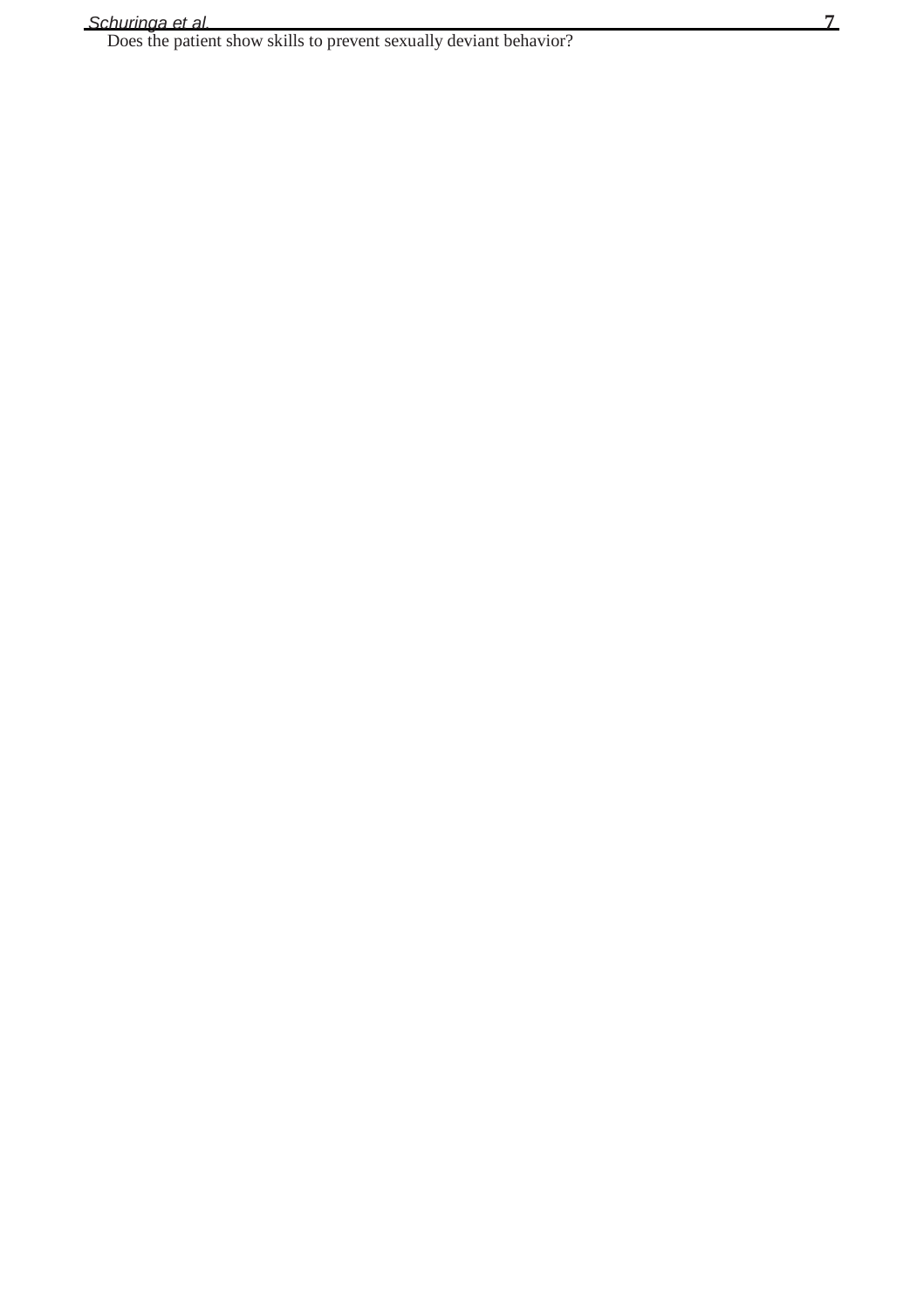Does the patient show skills to prevent sexually deviant behavior?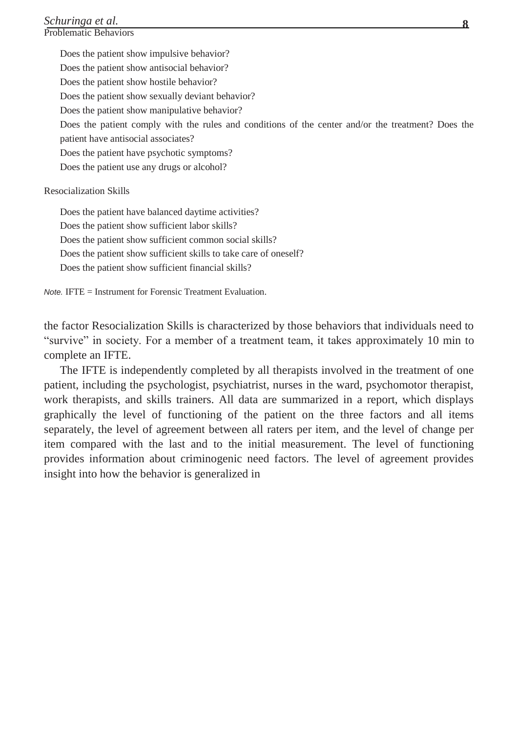Problematic Behaviors

Does the patient show impulsive behavior?
Does the patient show antisocial behavior?
Does the patient show hostile behavior?
Does the patient show sexually deviant behavior?
Does the patient show manipulative behavior?
Does the patient comply with the rules and conditions of the center and/or the treatment? Does the patient have antisocial associates?
Does the patient have psychotic symptoms?
Does the patient use any drugs or alcohol?

Resocialization Skills

Does the patient have balanced daytime activities?
Does the patient show sufficient labor skills?
Does the patient show sufficient common social skills?
Does the patient show sufficient skills to take care of oneself?
Does the patient show sufficient financial skills?

*Note.* IFTE = Instrument for Forensic Treatment Evaluation.

the factor Resocialization Skills is characterized by those behaviors that individuals need to "survive" in society. For a member of a treatment team, it takes approximately 10 min to complete an IFTE.

The IFTE is independently completed by all therapists involved in the treatment of one patient, including the psychologist, psychiatrist, nurses in the ward, psychomotor therapist, work therapists, and skills trainers. All data are summarized in a report, which displays graphically the level of functioning of the patient on the three factors and all items separately, the level of agreement between all raters per item, and the level of change per item compared with the last and to the initial measurement. The level of functioning provides information about criminogenic need factors. The level of agreement provides insight into how the behavior is generalized in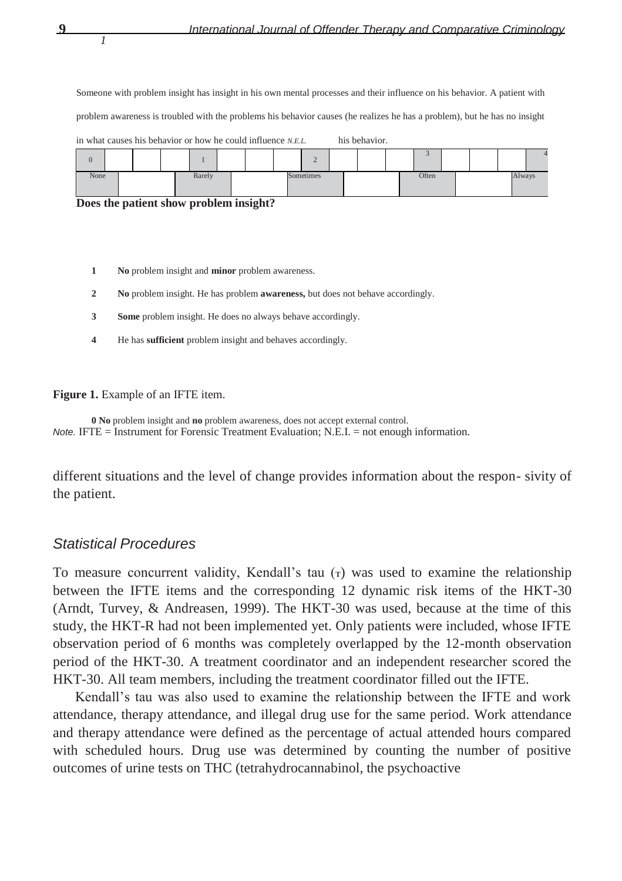Someone with problem insight has insight in his own mental processes and their influence on his behavior. A patient with problem awareness is troubled with the problems his behavior causes (he realizes he has a problem), but he has no insight in what causes his behavior or how he could influence his behavior. *N.E.I.*

| 0 | | | | 1 | | | | 2 | | | | 3 | | | | 4 |
|---|---|---|---|---|---|---|---|---|---|---|---|---|---|---|---|---|
| None | | | | Rarely | | | | Sometimes | | | | Often | | | | Always |

**Does the patient show problem insight?**

**1** **No** problem insight and **minor** problem awareness.

**2** **No** problem insight. He has problem **awareness,** but does not behave accordingly.

**3** **Some** problem insight. He does no always behave accordingly.

**4** He has **sufficient** problem insight and behaves accordingly.

**Figure 1.** Example of an IFTE item.

**0 No** problem insight and **no** problem awareness, does not accept external control.
*Note.* IFTE = Instrument for Forensic Treatment Evaluation; N.E.I. = not enough information.

different situations and the level of change provides information about the respon- sivity of the patient.

## *Statistical Procedures*

To measure concurrent validity, Kendall's tau ($\tau$) was used to examine the relationship between the IFTE items and the corresponding 12 dynamic risk items of the HKT-30 (Arndt, Turvey, & Andreasen, 1999). The HKT-30 was used, because at the time of this study, the HKT-R had not been implemented yet. Only patients were included, whose IFTE observation period of 6 months was completely overlapped by the 12-month observation period of the HKT-30. A treatment coordinator and an independent researcher scored the HKT-30. All team members, including the treatment coordinator filled out the IFTE.

Kendall's tau was also used to examine the relationship between the IFTE and work attendance, therapy attendance, and illegal drug use for the same period. Work attendance and therapy attendance were defined as the percentage of actual attended hours compared with scheduled hours. Drug use was determined by counting the number of positive outcomes of urine tests on THC (tetrahydrocannabinol, the psychoactive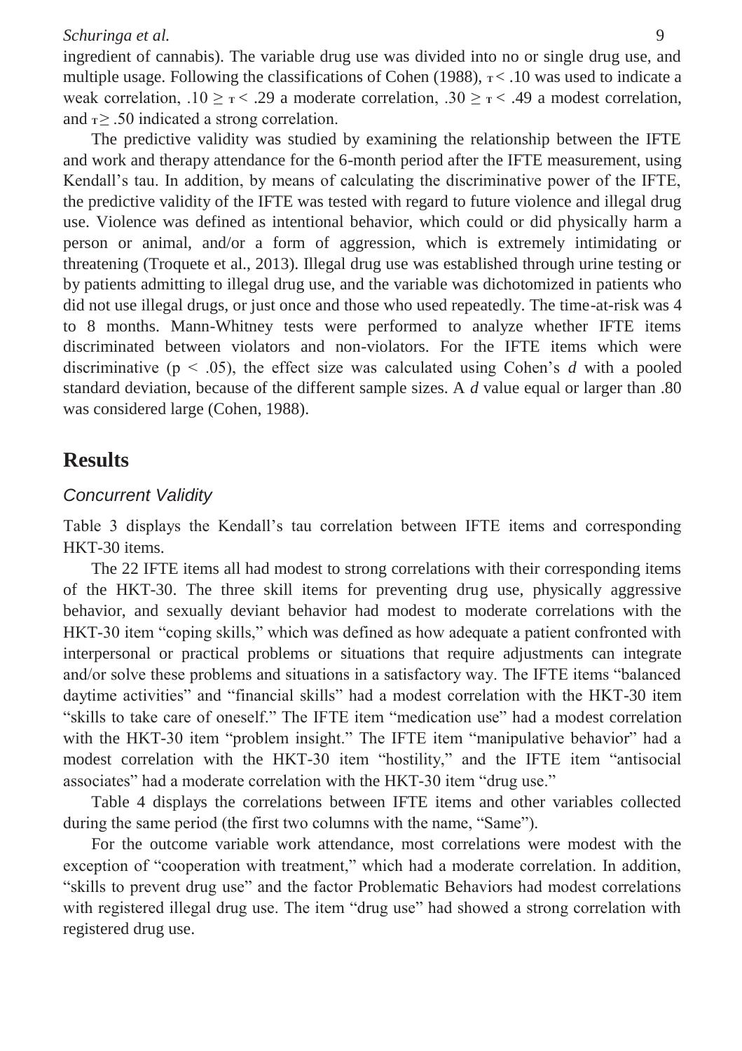ingredient of cannabis). The variable drug use was divided into no or single drug use, and multiple usage. Following the classifications of Cohen (1988), $\tau < .10$ was used to indicate a weak correlation, $.10 \geq \tau < .29$ a moderate correlation, $.30 \geq \tau < .49$ a modest correlation, and $\tau \geq .50$ indicated a strong correlation.

The predictive validity was studied by examining the relationship between the IFTE and work and therapy attendance for the 6-month period after the IFTE measurement, using Kendall's tau. In addition, by means of calculating the discriminative power of the IFTE, the predictive validity of the IFTE was tested with regard to future violence and illegal drug use. Violence was defined as intentional behavior, which could or did physically harm a person or animal, and/or a form of aggression, which is extremely intimidating or threatening (Troquete et al., 2013). Illegal drug use was established through urine testing or by patients admitting to illegal drug use, and the variable was dichotomized in patients who did not use illegal drugs, or just once and those who used repeatedly. The time-at-risk was 4 to 8 months. Mann-Whitney tests were performed to analyze whether IFTE items discriminated between violators and non-violators. For the IFTE items which were discriminative ($p < .05$), the effect size was calculated using Cohen's *d* with a pooled standard deviation, because of the different sample sizes. A *d* value equal or larger than .80 was considered large (Cohen, 1988).

## Results

### *Concurrent Validity*

Table 3 displays the Kendall's tau correlation between IFTE items and corresponding HKT-30 items.

The 22 IFTE items all had modest to strong correlations with their corresponding items of the HKT-30. The three skill items for preventing drug use, physically aggressive behavior, and sexually deviant behavior had modest to moderate correlations with the HKT-30 item "coping skills," which was defined as how adequate a patient confronted with interpersonal or practical problems or situations that require adjustments can integrate and/or solve these problems and situations in a satisfactory way. The IFTE items "balanced daytime activities" and "financial skills" had a modest correlation with the HKT-30 item "skills to take care of oneself." The IFTE item "medication use" had a modest correlation with the HKT-30 item "problem insight." The IFTE item "manipulative behavior" had a modest correlation with the HKT-30 item "hostility," and the IFTE item "antisocial associates" had a moderate correlation with the HKT-30 item "drug use."

Table 4 displays the correlations between IFTE items and other variables collected during the same period (the first two columns with the name, "Same").

For the outcome variable work attendance, most correlations were modest with the exception of "cooperation with treatment," which had a moderate correlation. In addition, "skills to prevent drug use" and the factor Problematic Behaviors had modest correlations with registered illegal drug use. The item "drug use" had showed a strong correlation with registered drug use.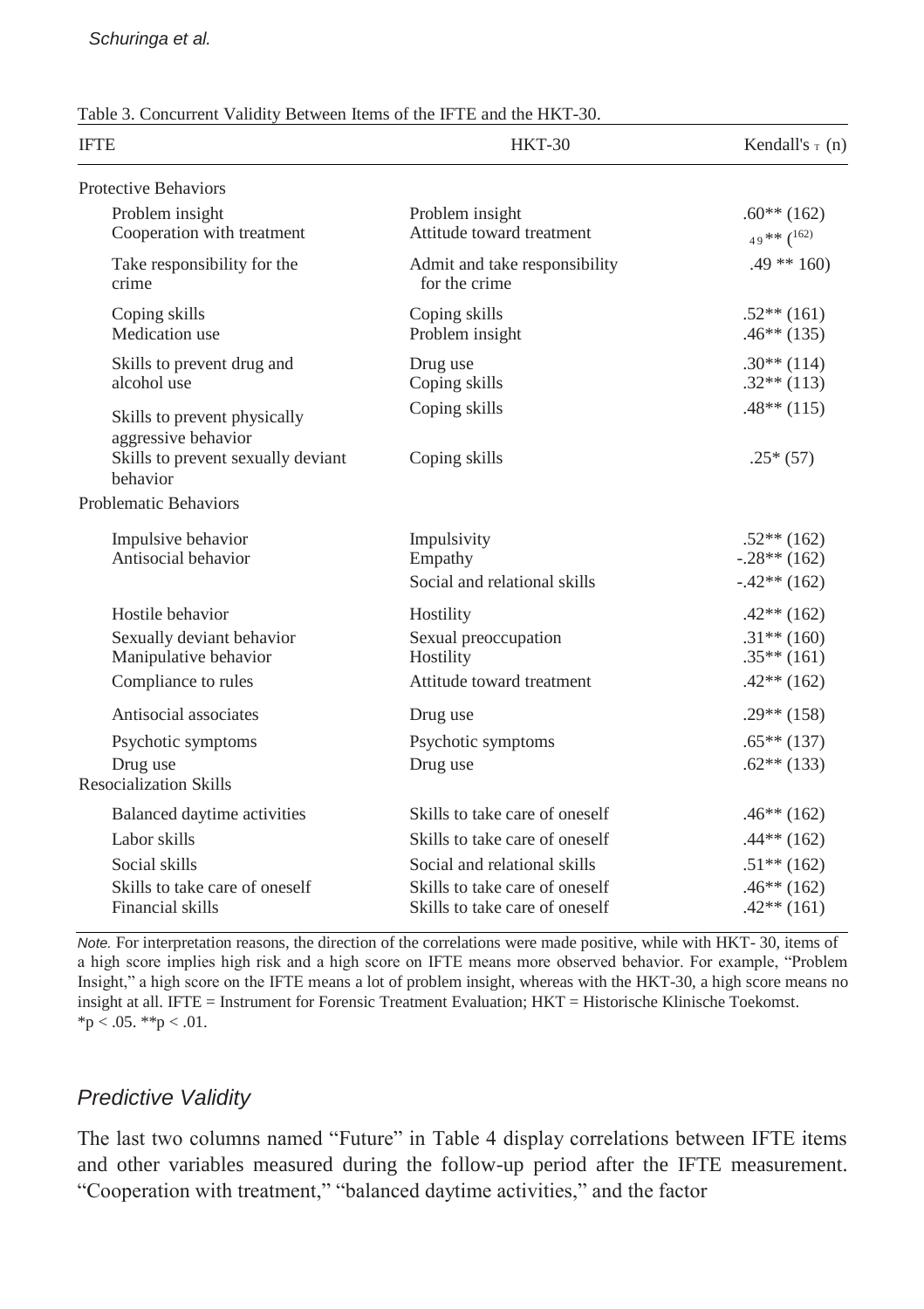Table 3. Concurrent Validity Between Items of the IFTE and the HKT-30.

| IFTE | HKT-30 | Kendall's $\tau$ (n) |
|---|---|---|
| Protective Behaviors | | |
| Problem insight | Problem insight | .60** (162) |
| Cooperation with treatment | Attitude toward treatment | .49** (162) |
| Take responsibility for the crime | Admit and take responsibility for the crime | .49 ** 160) |
| Coping skills | Coping skills | .52** (161) |
| Medication use | Problem insight | .46** (135) |
| Skills to prevent drug and alcohol use | Drug use | .30** (114) |
| | Coping skills | .32** (113) |
| Skills to prevent physically aggressive behavior | Coping skills | .48** (115) |
| Skills to prevent sexually deviant behavior | Coping skills | .25* (57) |
| Problematic Behaviors | | |
| Impulsive behavior | Impulsivity | .52** (162) |
| Antisocial behavior | Empathy | -.28** (162) |
| | Social and relational skills | -.42** (162) |
| Hostile behavior | Hostility | .42** (162) |
| Sexually deviant behavior | Sexual preoccupation | .31** (160) |
| Manipulative behavior | Hostility | .35** (161) |
| Compliance to rules | Attitude toward treatment | .42** (162) |
| Antisocial associates | Drug use | .29** (158) |
| Psychotic symptoms | Psychotic symptoms | .65** (137) |
| Drug use | Drug use | .62** (133) |
| Resocialization Skills | | |
| Balanced daytime activities | Skills to take care of oneself | .46** (162) |
| Labor skills | Skills to take care of oneself | .44** (162) |
| Social skills | Social and relational skills | .51** (162) |
| Skills to take care of oneself | Skills to take care of oneself | .46** (162) |
| Financial skills | Skills to take care of oneself | .42** (161) |

*Note.* For interpretation reasons, the direction of the correlations were made positive, while with HKT- 30, items of a high score implies high risk and a high score on IFTE means more observed behavior. For example, "Problem Insight," a high score on the IFTE means a lot of problem insight, whereas with the HKT-30, a high score means no insight at all. IFTE = Instrument for Forensic Treatment Evaluation; HKT = Historische Klinische Toekomst.
*$p < .05$. **$p < .01$.

## *Predictive Validity*

The last two columns named "Future" in Table 4 display correlations between IFTE items and other variables measured during the follow-up period after the IFTE measurement. "Cooperation with treatment," "balanced daytime activities," and the factor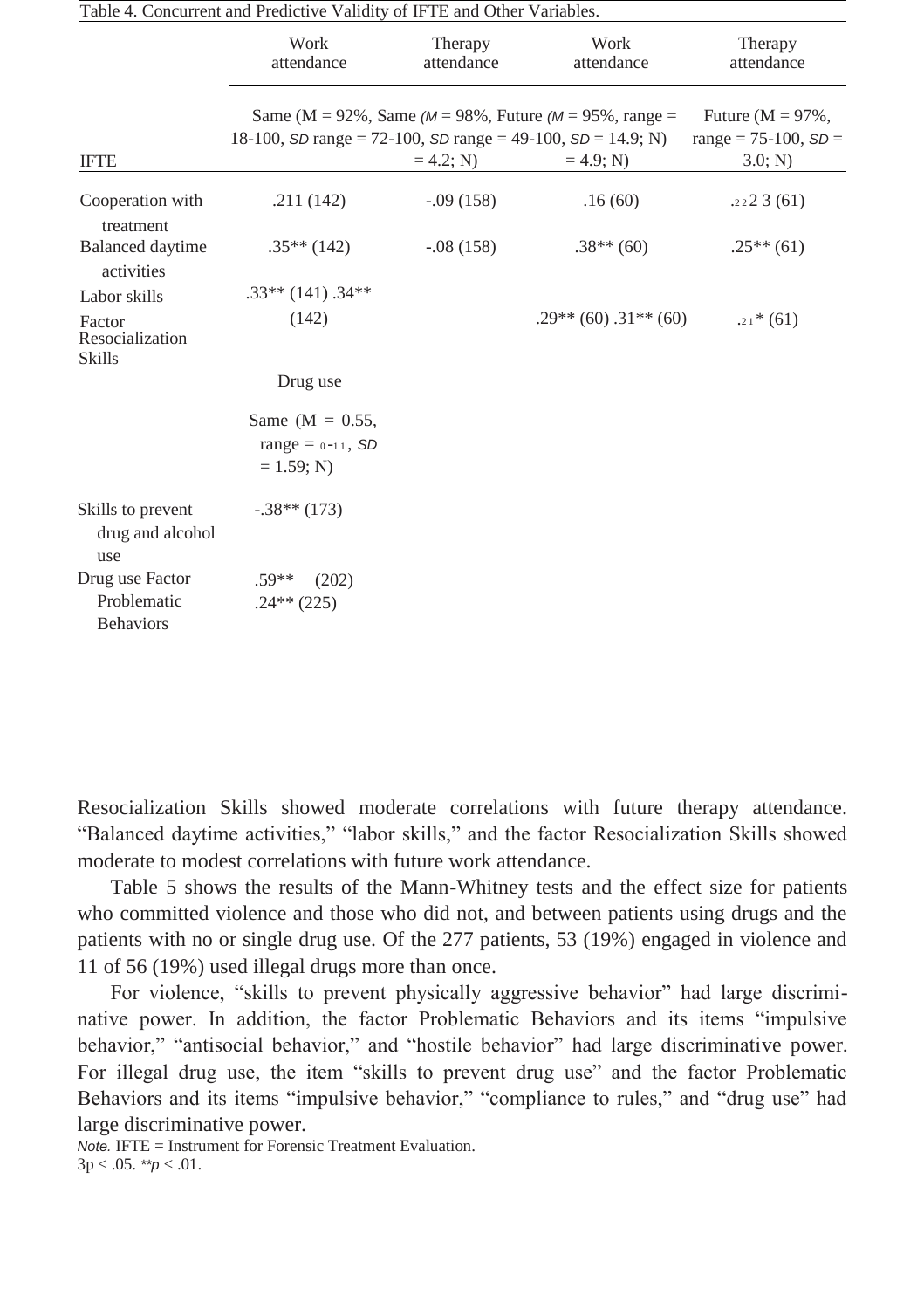Table 4. Concurrent and Predictive Validity of IFTE and Other Variables.

| IFTE | Work attendance | Therapy attendance | Work attendance | Therapy attendance |
|---|---|---|---|---|
| | Same (M = 92%, range = 18-100, *SD* = 14.9; N) | Same (*M* = 98%, range = 72-100, *SD* = 4.2; N) | Future (*M* = 95%, range = 49-100, *SD* = 4.9; N) | Future (M = 97%, range = 75-100, *SD* = 3.0; N) |
| Cooperation with treatment | .211 (142) | -.09 (158) | .16 (60) | .22 2 3 (61) |
| Balanced daytime activities | .35** (142) | -.08 (158) | .38** (60) | .25** (61) |
| Labor skills | .33** (141) | | .29** (60) | |
| Factor Resocialization Skills | .34** (142) | | .31** (60) | .21* (61) |

| IFTE | Drug use |
|---|---|
| | Same (M = 0.55, range = 0-11, *SD* = 1.59; N) |
| Skills to prevent drug and alcohol use | -.38** (173) |
| Drug use | .59** (202) |
| Factor Problematic Behaviors | .24** (225) |

*Note.* IFTE = Instrument for Forensic Treatment Evaluation.
3p < .05. ***p* < .01.

Resocialization Skills showed moderate correlations with future therapy attendance. "Balanced daytime activities," "labor skills," and the factor Resocialization Skills showed moderate to modest correlations with future work attendance.

Table 5 shows the results of the Mann-Whitney tests and the effect size for patients who committed violence and those who did not, and between patients using drugs and the patients with no or single drug use. Of the 277 patients, 53 (19%) engaged in violence and 11 of 56 (19%) used illegal drugs more than once.

For violence, "skills to prevent physically aggressive behavior" had large discriminative power. In addition, the factor Problematic Behaviors and its items "impulsive behavior," "antisocial behavior," and "hostile behavior" had large discriminative power. For illegal drug use, the item "skills to prevent drug use" and the factor Problematic Behaviors and its items "impulsive behavior," "compliance to rules," and "drug use" had large discriminative power.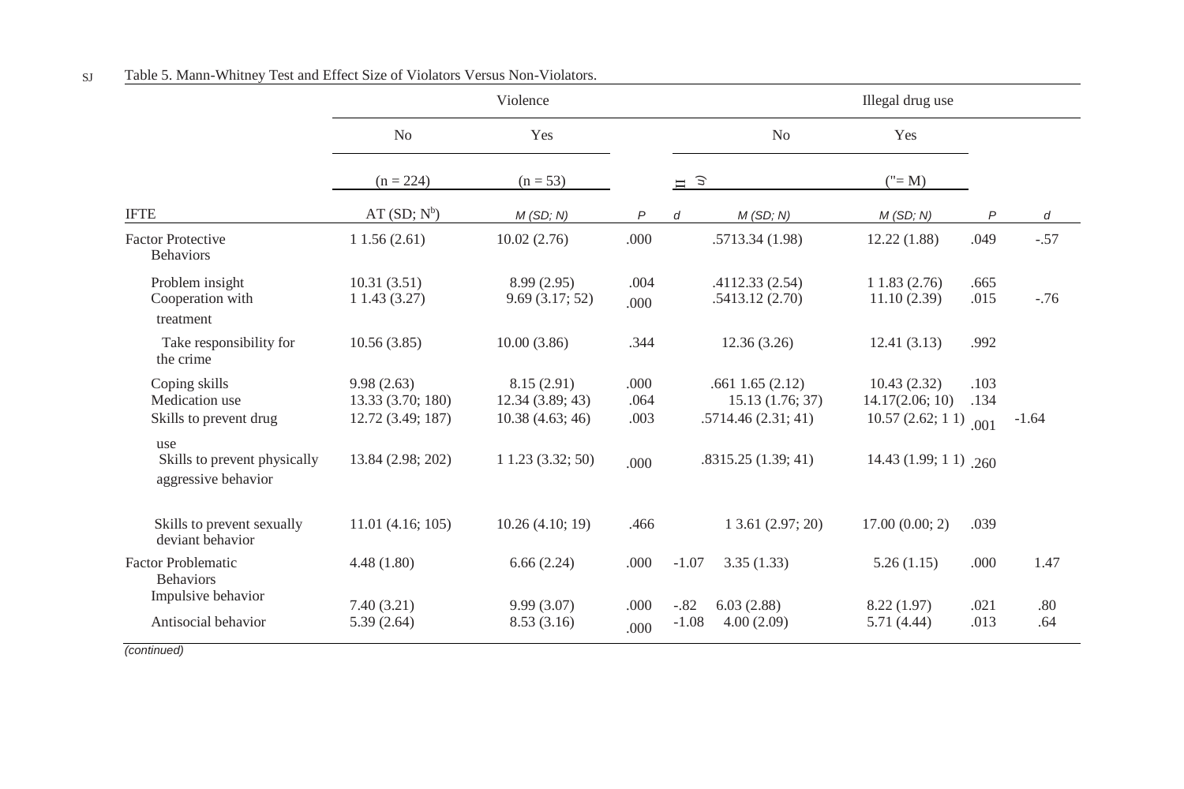Table 5. Mann-Whitney Test and Effect Size of Violators Versus Non-Violators.

| | Violence | | | | Illegal drug use | | | |
|---|---|---|---|---|---|---|---|---|
| | No | Yes | | | No | Yes | | |
| | (n = 224) | (n = 53) | | | п ∋ | ("= M) | | |
| IFTE | AT (SD; N[b]) | M (SD; N) | P | d | M (SD; N) | M (SD; N) | P | d |
| Factor Protective Behaviors | 1 1.56 (2.61) | 10.02 (2.76) | .000 | | .5713.34 (1.98) | 12.22 (1.88) | .049 | -.57 |
| Problem insight | 10.31 (3.51) | 8.99 (2.95) | .004 | | .4112.33 (2.54) | 1 1.83 (2.76) | .665 | |
| Cooperation with treatment | 1 1.43 (3.27) | 9.69 (3.17; 52) | .000 | | .5413.12 (2.70) | 11.10 (2.39) | .015 | -.76 |
| Take responsibility for the crime | 10.56 (3.85) | 10.00 (3.86) | .344 | | 12.36 (3.26) | 12.41 (3.13) | .992 | |
| Coping skills | 9.98 (2.63) | 8.15 (2.91) | .000 | | .661 1.65 (2.12) | 10.43 (2.32) | .103 | |
| Medication use | 13.33 (3.70; 180) | 12.34 (3.89; 43) | .064 | | 15.13 (1.76; 37) | 14.17(2.06; 10) | .134 | |
| Skills to prevent drug use | 12.72 (3.49; 187) | 10.38 (4.63; 46) | .003 | | .5714.46 (2.31; 41) | 10.57 (2.62; 1 1) | .001 | -1.64 |
| Skills to prevent physically aggressive behavior | 13.84 (2.98; 202) | 1 1.23 (3.32; 50) | .000 | | .8315.25 (1.39; 41) | 14.43 (1.99; 1 1) | .260 | |
| Skills to prevent sexually deviant behavior | 11.01 (4.16; 105) | 10.26 (4.10; 19) | .466 | | 1 3.61 (2.97; 20) | 17.00 (0.00; 2) | .039 | |
| Factor Problematic Behaviors | 4.48 (1.80) | 6.66 (2.24) | .000 | -1.07 | 3.35 (1.33) | 5.26 (1.15) | .000 | 1.47 |
| Impulsive behavior | 7.40 (3.21) | 9.99 (3.07) | .000 | -.82 | 6.03 (2.88) | 8.22 (1.97) | .021 | .80 |
| Antisocial behavior | 5.39 (2.64) | 8.53 (3.16) | .000 | -1.08 | 4.00 (2.09) | 5.71 (4.44) | .013 | .64 |

*(continued)*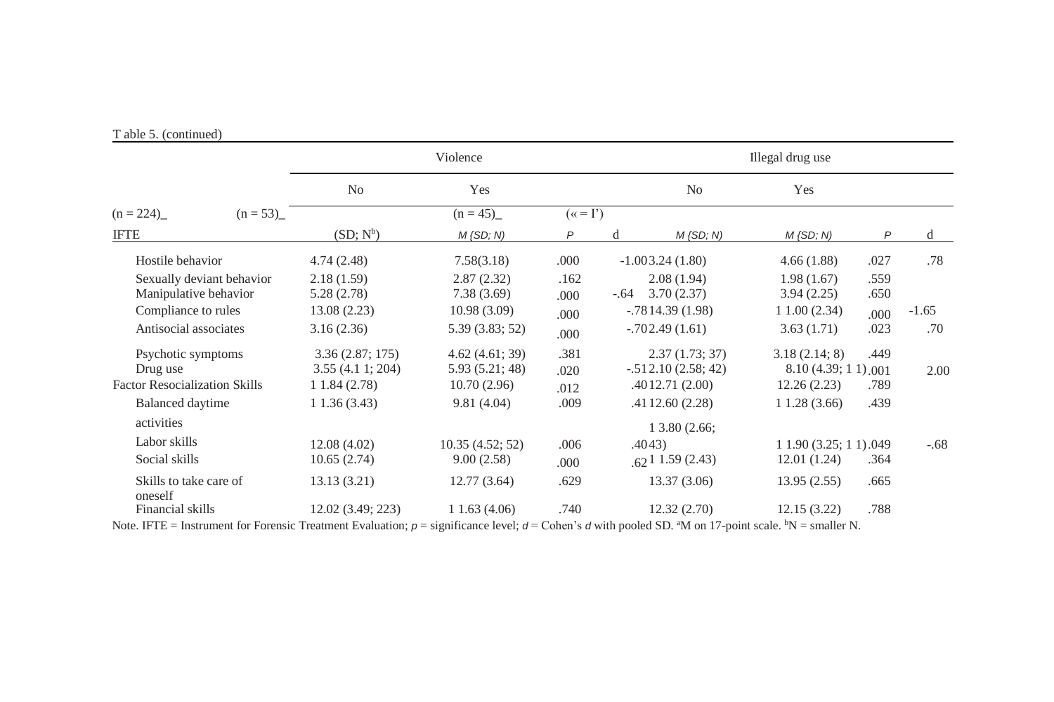Table 5. (continued)

| IFTE | Violence | | | | Illegal drug use | | | |
|---|---|---|---|---|---|---|---|---|
| | No | Yes | | | No | Yes | | |
| | (n = 224) | (n = 53) | | | (n = 45) | (« = I') | | |
| | (SD; N[b]) | M (SD; N) | P | d | M (SD; N) | M (SD; N) | P | d |
| Hostile behavior | 4.74 (2.48) | 7.58(3.18) | .000 | -1.00 | 3.24 (1.80) | 4.66 (1.88) | .027 | .78 |
| Sexually deviant behavior | 2.18 (1.59) | 2.87 (2.32) | .162 | | 2.08 (1.94) | 1.98 (1.67) | .559 | |
| Manipulative behavior | 5.28 (2.78) | 7.38 (3.69) | .000 | -.64 | 3.70 (2.37) | 3.94 (2.25) | .650 | |
| Compliance to rules | 13.08 (2.23) | 10.98 (3.09) | .000 | -.78 | 14.39 (1.98) | 11.00 (2.34) | .000 | -1.65 |
| Antisocial associates | 3.16 (2.36) | 5.39 (3.83; 52) | .000 | -.70 | 2.49 (1.61) | 3.63 (1.71) | .023 | .70 |
| Psychotic symptoms | 3.36 (2.87; 175) | 4.62 (4.61; 39) | .381 | | 2.37 (1.73; 37) | 3.18 (2.14; 8) | .449 | |
| Drug use | 3.55 (4.11; 204) | 5.93 (5.21; 48) | .020 | -.51 | 2.10 (2.58; 42) | 8.10 (4.39; 11) | .001 | 2.00 |
| Factor Resocialization Skills | 11.84 (2.78) | 10.70 (2.96) | .012 | .40 | 12.71 (2.00) | 12.26 (2.23) | .789 | |
| Balanced daytime activities | 11.36 (3.43) | 9.81 (4.04) | .009 | .41 | 12.60 (2.28) | 11.28 (3.66) | .439 | |
| Labor skills | 12.08 (4.02) | 10.35 (4.52; 52) | .006 | .40 | 13.80 (2.66; 43) | 11.90 (3.25; 11) | .049 | -.68 |
| Social skills | 10.65 (2.74) | 9.00 (2.58) | .000 | .62 | 11.59 (2.43) | 12.01 (1.24) | .364 | |
| Skills to take care of oneself | 13.13 (3.21) | 12.77 (3.64) | .629 | | 13.37 (3.06) | 13.95 (2.55) | .665 | |
| Financial skills | 12.02 (3.49; 223) | 11.63 (4.06) | .740 | | 12.32 (2.70) | 12.15 (3.22) | .788 | |

Note. IFTE = Instrument for Forensic Treatment Evaluation; *p* = significance level; *d* = Cohen's *d* with pooled SD. [a]M on 17-point scale. [b]N = smaller N.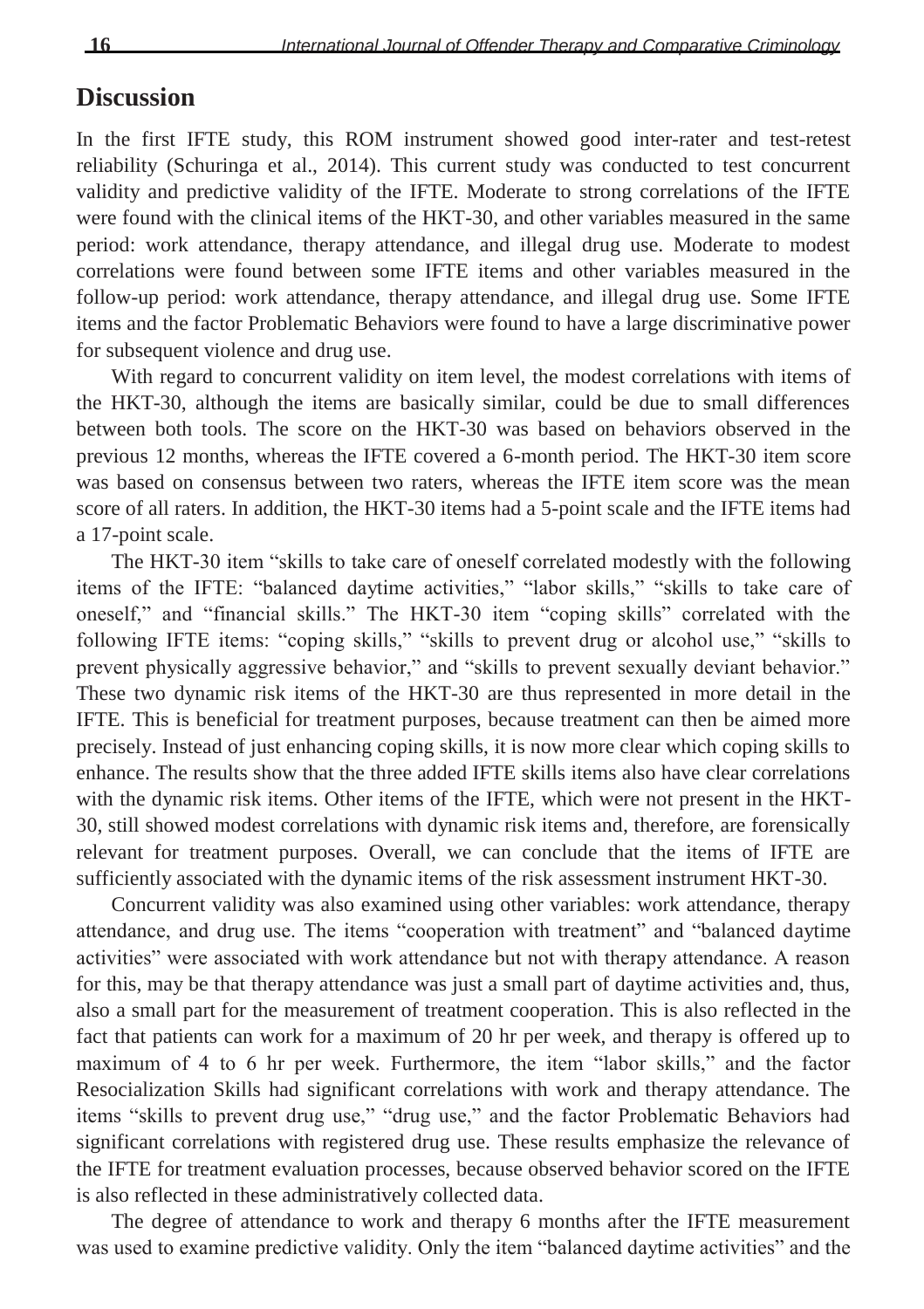## Discussion

In the first IFTE study, this ROM instrument showed good inter-rater and test-retest reliability (Schuringa et al., 2014). This current study was conducted to test concurrent validity and predictive validity of the IFTE. Moderate to strong correlations of the IFTE were found with the clinical items of the HKT-30, and other variables measured in the same period: work attendance, therapy attendance, and illegal drug use. Moderate to modest correlations were found between some IFTE items and other variables measured in the follow-up period: work attendance, therapy attendance, and illegal drug use. Some IFTE items and the factor Problematic Behaviors were found to have a large discriminative power for subsequent violence and drug use.

With regard to concurrent validity on item level, the modest correlations with items of the HKT-30, although the items are basically similar, could be due to small differences between both tools. The score on the HKT-30 was based on behaviors observed in the previous 12 months, whereas the IFTE covered a 6-month period. The HKT-30 item score was based on consensus between two raters, whereas the IFTE item score was the mean score of all raters. In addition, the HKT-30 items had a 5-point scale and the IFTE items had a 17-point scale.

The HKT-30 item "skills to take care of oneself correlated modestly with the following items of the IFTE: "balanced daytime activities," "labor skills," "skills to take care of oneself," and "financial skills." The HKT-30 item "coping skills" correlated with the following IFTE items: "coping skills," "skills to prevent drug or alcohol use," "skills to prevent physically aggressive behavior," and "skills to prevent sexually deviant behavior." These two dynamic risk items of the HKT-30 are thus represented in more detail in the IFTE. This is beneficial for treatment purposes, because treatment can then be aimed more precisely. Instead of just enhancing coping skills, it is now more clear which coping skills to enhance. The results show that the three added IFTE skills items also have clear correlations with the dynamic risk items. Other items of the IFTE, which were not present in the HKT-30, still showed modest correlations with dynamic risk items and, therefore, are forensically relevant for treatment purposes. Overall, we can conclude that the items of IFTE are sufficiently associated with the dynamic items of the risk assessment instrument HKT-30.

Concurrent validity was also examined using other variables: work attendance, therapy attendance, and drug use. The items "cooperation with treatment" and "balanced daytime activities" were associated with work attendance but not with therapy attendance. A reason for this, may be that therapy attendance was just a small part of daytime activities and, thus, also a small part for the measurement of treatment cooperation. This is also reflected in the fact that patients can work for a maximum of 20 hr per week, and therapy is offered up to maximum of 4 to 6 hr per week. Furthermore, the item "labor skills," and the factor Resocialization Skills had significant correlations with work and therapy attendance. The items "skills to prevent drug use," "drug use," and the factor Problematic Behaviors had significant correlations with registered drug use. These results emphasize the relevance of the IFTE for treatment evaluation processes, because observed behavior scored on the IFTE is also reflected in these administratively collected data.

The degree of attendance to work and therapy 6 months after the IFTE measurement was used to examine predictive validity. Only the item "balanced daytime activities" and the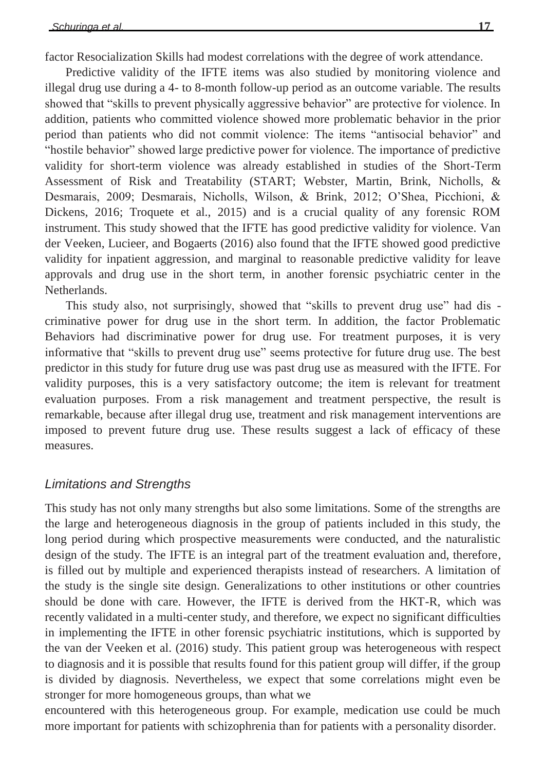factor Resocialization Skills had modest correlations with the degree of work attendance.

Predictive validity of the IFTE items was also studied by monitoring violence and illegal drug use during a 4- to 8-month follow-up period as an outcome variable. The results showed that "skills to prevent physically aggressive behavior" are protective for violence. In addition, patients who committed violence showed more problematic behavior in the prior period than patients who did not commit violence: The items "antisocial behavior" and "hostile behavior" showed large predictive power for violence. The importance of predictive validity for short-term violence was already established in studies of the Short-Term Assessment of Risk and Treatability (START; Webster, Martin, Brink, Nicholls, & Desmarais, 2009; Desmarais, Nicholls, Wilson, & Brink, 2012; O'Shea, Picchioni, & Dickens, 2016; Troquete et al., 2015) and is a crucial quality of any forensic ROM instrument. This study showed that the IFTE has good predictive validity for violence. Van der Veeken, Lucieer, and Bogaerts (2016) also found that the IFTE showed good predictive validity for inpatient aggression, and marginal to reasonable predictive validity for leave approvals and drug use in the short term, in another forensic psychiatric center in the Netherlands.

This study also, not surprisingly, showed that "skills to prevent drug use" had discriminative power for drug use in the short term. In addition, the factor Problematic Behaviors had discriminative power for drug use. For treatment purposes, it is very informative that "skills to prevent drug use" seems protective for future drug use. The best predictor in this study for future drug use was past drug use as measured with the IFTE. For validity purposes, this is a very satisfactory outcome; the item is relevant for treatment evaluation purposes. From a risk management and treatment perspective, the result is remarkable, because after illegal drug use, treatment and risk management interventions are imposed to prevent future drug use. These results suggest a lack of efficacy of these measures.

### *Limitations and Strengths*

This study has not only many strengths but also some limitations. Some of the strengths are the large and heterogeneous diagnosis in the group of patients included in this study, the long period during which prospective measurements were conducted, and the naturalistic design of the study. The IFTE is an integral part of the treatment evaluation and, therefore, is filled out by multiple and experienced therapists instead of researchers. A limitation of the study is the single site design. Generalizations to other institutions or other countries should be done with care. However, the IFTE is derived from the HKT-R, which was recently validated in a multi-center study, and therefore, we expect no significant difficulties in implementing the IFTE in other forensic psychiatric institutions, which is supported by the van der Veeken et al. (2016) study. This patient group was heterogeneous with respect to diagnosis and it is possible that results found for this patient group will differ, if the group is divided by diagnosis. Nevertheless, we expect that some correlations might even be stronger for more homogeneous groups, than what we encountered with this heterogeneous group. For example, medication use could be much more important for patients with schizophrenia than for patients with a personality disorder.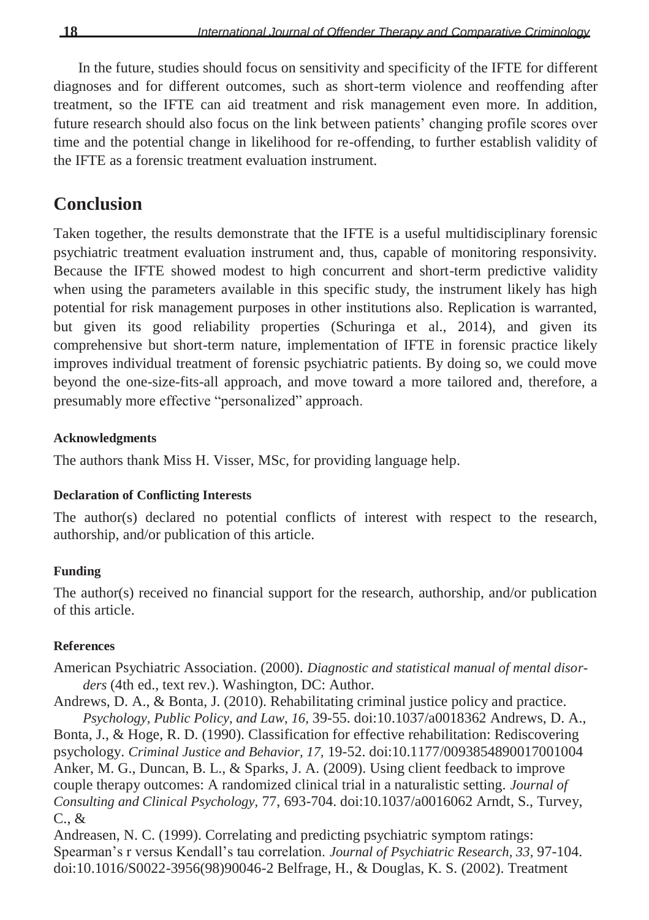In the future, studies should focus on sensitivity and specificity of the IFTE for different diagnoses and for different outcomes, such as short-term violence and reoffending after treatment, so the IFTE can aid treatment and risk management even more. In addition, future research should also focus on the link between patients' changing profile scores over time and the potential change in likelihood for re-offending, to further establish validity of the IFTE as a forensic treatment evaluation instrument.

## Conclusion

Taken together, the results demonstrate that the IFTE is a useful multidisciplinary forensic psychiatric treatment evaluation instrument and, thus, capable of monitoring responsivity. Because the IFTE showed modest to high concurrent and short-term predictive validity when using the parameters available in this specific study, the instrument likely has high potential for risk management purposes in other institutions also. Replication is warranted, but given its good reliability properties (Schuringa et al., 2014), and given its comprehensive but short-term nature, implementation of IFTE in forensic practice likely improves individual treatment of forensic psychiatric patients. By doing so, we could move beyond the one-size-fits-all approach, and move toward a more tailored and, therefore, a presumably more effective "personalized" approach.

#### Acknowledgments

The authors thank Miss H. Visser, MSc, for providing language help.

#### Declaration of Conflicting Interests

The author(s) declared no potential conflicts of interest with respect to the research, authorship, and/or publication of this article.

#### Funding

The author(s) received no financial support for the research, authorship, and/or publication of this article.

#### References

American Psychiatric Association. (2000). *Diagnostic and statistical manual of mental disorders* (4th ed., text rev.). Washington, DC: Author.

Andrews, D. A., & Bonta, J. (2010). Rehabilitating criminal justice policy and practice. *Psychology, Public Policy, and Law, 16,* 39-55. doi:10.1037/a0018362

Andrews, D. A., Bonta, J., & Hoge, R. D. (1990). Classification for effective rehabilitation: Rediscovering psychology. *Criminal Justice and Behavior, 17,* 19-52. doi:10.1177/0093854890017001004

Anker, M. G., Duncan, B. L., & Sparks, J. A. (2009). Using client feedback to improve couple therapy outcomes: A randomized clinical trial in a naturalistic setting. *Journal of Consulting and Clinical Psychology,* 77, 693-704. doi:10.1037/a0016062

Arndt, S., Turvey, C., & Andreasen, N. C. (1999). Correlating and predicting psychiatric symptom ratings: Spearman's r versus Kendall's tau correlation. *Journal of Psychiatric Research, 33,* 97-104. doi:10.1016/S0022-3956(98)90046-2

Belfrage, H., & Douglas, K. S. (2002). Treatment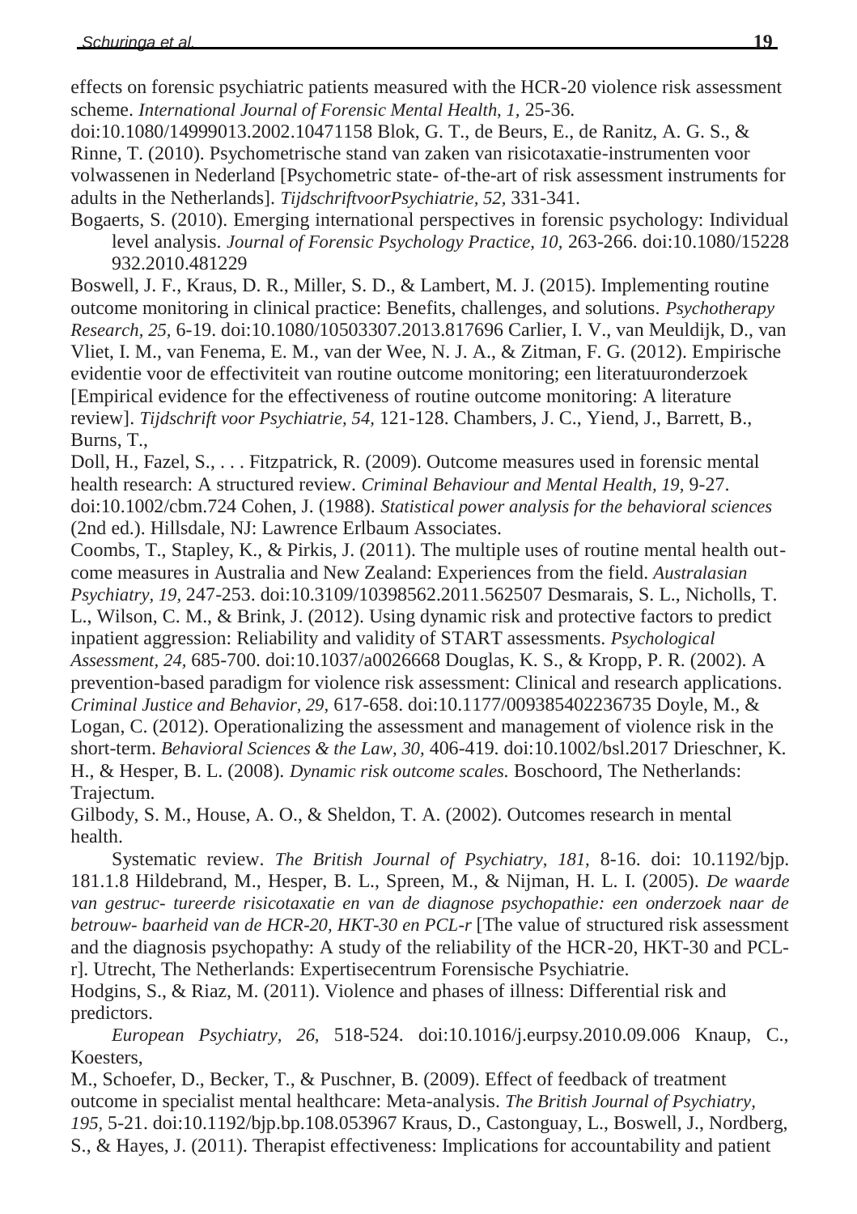effects on forensic psychiatric patients measured with the HCR-20 violence risk assessment scheme. *International Journal of Forensic Mental Health, 1,* 25-36. doi:10.1080/14999013.2002.10471158 Blok, G. T., de Beurs, E., de Ranitz, A. G. S., & Rinne, T. (2010). Psychometrische stand van zaken van risicotaxatie-instrumenten voor volwassenen in Nederland [Psychometric state- of-the-art of risk assessment instruments for adults in the Netherlands]. *TijdschriftvoorPsychiatrie, 52,* 331-341.

Bogaerts, S. (2010). Emerging international perspectives in forensic psychology: Individual level analysis. *Journal of Forensic Psychology Practice, 10,* 263-266. doi:10.1080/15228932.2010.481229

Boswell, J. F., Kraus, D. R., Miller, S. D., & Lambert, M. J. (2015). Implementing routine outcome monitoring in clinical practice: Benefits, challenges, and solutions. *Psychotherapy Research, 25,* 6-19. doi:10.1080/10503307.2013.817696 Carlier, I. V., van Meuldijk, D., van Vliet, I. M., van Fenema, E. M., van der Wee, N. J. A., & Zitman, F. G. (2012). Empirische evidentie voor de effectiviteit van routine outcome monitoring; een literatuuronderzoek [Empirical evidence for the effectiveness of routine outcome monitoring: A literature review]. *Tijdschrift voor Psychiatrie, 54,* 121-128. Chambers, J. C., Yiend, J., Barrett, B., Burns, T.,

Doll, H., Fazel, S., . . . Fitzpatrick, R. (2009). Outcome measures used in forensic mental health research: A structured review. *Criminal Behaviour and Mental Health, 19,* 9-27. doi:10.1002/cbm.724 Cohen, J. (1988). *Statistical power analysis for the behavioral sciences* (2nd ed.). Hillsdale, NJ: Lawrence Erlbaum Associates.

Coombs, T., Stapley, K., & Pirkis, J. (2011). The multiple uses of routine mental health outcome measures in Australia and New Zealand: Experiences from the field. *Australasian Psychiatry, 19,* 247-253. doi:10.3109/10398562.2011.562507 Desmarais, S. L., Nicholls, T. L., Wilson, C. M., & Brink, J. (2012). Using dynamic risk and protective factors to predict inpatient aggression: Reliability and validity of START assessments. *Psychological Assessment, 24,* 685-700. doi:10.1037/a0026668 Douglas, K. S., & Kropp, P. R. (2002). A prevention-based paradigm for violence risk assessment: Clinical and research applications. *Criminal Justice and Behavior, 29,* 617-658. doi:10.1177/009385402236735 Doyle, M., & Logan, C. (2012). Operationalizing the assessment and management of violence risk in the short-term. *Behavioral Sciences & the Law, 30,* 406-419. doi:10.1002/bsl.2017 Drieschner, K. H., & Hesper, B. L. (2008). *Dynamic risk outcome scales.* Boschoord, The Netherlands: Trajectum.

Gilbody, S. M., House, A. O., & Sheldon, T. A. (2002). Outcomes research in mental health.

Systematic review. *The British Journal of Psychiatry, 181,* 8-16. doi: 10.1192/bjp.181.1.8 Hildebrand, M., Hesper, B. L., Spreen, M., & Nijman, H. L. I. (2005). *De waarde van gestruc- tureerde risicotaxatie en van de diagnose psychopathie: een onderzoek naar de betrouw- baarheid van de HCR-20, HKT-30 en PCL-r* [The value of structured risk assessment and the diagnosis psychopathy: A study of the reliability of the HCR-20, HKT-30 and PCL-r]. Utrecht, The Netherlands: Expertisecentrum Forensische Psychiatrie.

Hodgins, S., & Riaz, M. (2011). Violence and phases of illness: Differential risk and predictors.

*European Psychiatry, 26,* 518-524. doi:10.1016/j.eurpsy.2010.09.006 Knaup, C., Koesters,

M., Schoefer, D., Becker, T., & Puschner, B. (2009). Effect of feedback of treatment outcome in specialist mental healthcare: Meta-analysis. *The British Journal of Psychiatry, 195,* 5-21. doi:10.1192/bjp.bp.108.053967 Kraus, D., Castonguay, L., Boswell, J., Nordberg, S., & Hayes, J. (2011). Therapist effectiveness: Implications for accountability and patient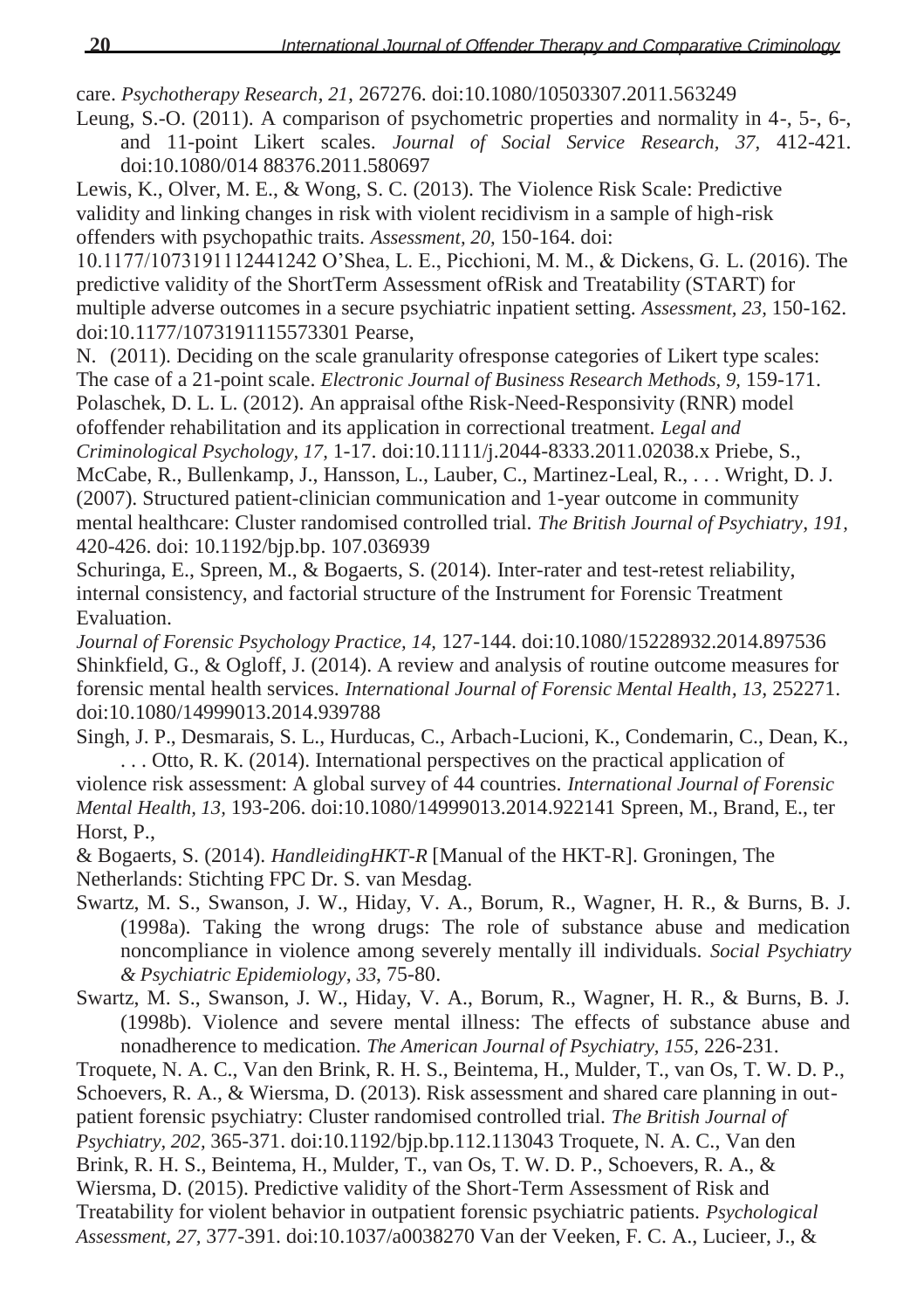care. *Psychotherapy Research, 21*, 267276. doi:10.1080/10503307.2011.563249

Leung, S.-O. (2011). A comparison of psychometric properties and normality in 4-, 5-, 6-, and 11-point Likert scales. *Journal of Social Service Research, 37,* 412-421. doi:10.1080/014 88376.2011.580697

Lewis, K., Olver, M. E., & Wong, S. C. (2013). The Violence Risk Scale: Predictive validity and linking changes in risk with violent recidivism in a sample of high-risk offenders with psychopathic traits. *Assessment, 20,* 150-164. doi: 10.1177/1073191112441242 O'Shea, L. E., Picchioni, M. M., & Dickens, G. L. (2016). The predictive validity of the ShortTerm Assessment ofRisk and Treatability (START) for multiple adverse outcomes in a secure psychiatric inpatient setting. *Assessment, 23,* 150-162. doi:10.1177/1073191115573301 Pearse,

N. (2011). Deciding on the scale granularity ofresponse categories of Likert type scales: The case of a 21-point scale. *Electronic Journal of Business Research Methods, 9,* 159-171. Polaschek, D. L. L. (2012). An appraisal ofthe Risk-Need-Responsivity (RNR) model ofoffender rehabilitation and its application in correctional treatment. *Legal and Criminological Psychology, 17,* 1-17. doi:10.1111/j.2044-8333.2011.02038.x Priebe, S., McCabe, R., Bullenkamp, J., Hansson, L., Lauber, C., Martinez-Leal, R., . . . Wright, D. J. (2007). Structured patient-clinician communication and 1-year outcome in community mental healthcare: Cluster randomised controlled trial. *The British Journal of Psychiatry, 191,* 420-426. doi: 10.1192/bjp.bp. 107.036939

Schuringa, E., Spreen, M., & Bogaerts, S. (2014). Inter-rater and test-retest reliability, internal consistency, and factorial structure of the Instrument for Forensic Treatment Evaluation.

*Journal of Forensic Psychology Practice, 14,* 127-144. doi:10.1080/15228932.2014.897536 Shinkfield, G., & Ogloff, J. (2014). A review and analysis of routine outcome measures for forensic mental health services. *International Journal of Forensic Mental Health, 13,* 252271. doi:10.1080/14999013.2014.939788

Singh, J. P., Desmarais, S. L., Hurducas, C., Arbach-Lucioni, K., Condemarin, C., Dean, K., . . . Otto, R. K. (2014). International perspectives on the practical application of violence risk assessment: A global survey of 44 countries. *International Journal of Forensic Mental Health, 13,* 193-206. doi:10.1080/14999013.2014.922141 Spreen, M., Brand, E., ter Horst, P.,

& Bogaerts, S. (2014). *HandleidingHKT-R* [Manual of the HKT-R]. Groningen, The Netherlands: Stichting FPC Dr. S. van Mesdag.

Swartz, M. S., Swanson, J. W., Hiday, V. A., Borum, R., Wagner, H. R., & Burns, B. J. (1998a). Taking the wrong drugs: The role of substance abuse and medication noncompliance in violence among severely mentally ill individuals. *Social Psychiatry & Psychiatric Epidemiology, 33,* 75-80.

Swartz, M. S., Swanson, J. W., Hiday, V. A., Borum, R., Wagner, H. R., & Burns, B. J. (1998b). Violence and severe mental illness: The effects of substance abuse and nonadherence to medication. *The American Journal of Psychiatry, 155,* 226-231.

Troquete, N. A. C., Van den Brink, R. H. S., Beintema, H., Mulder, T., van Os, T. W. D. P., Schoevers, R. A., & Wiersma, D. (2013). Risk assessment and shared care planning in out-patient forensic psychiatry: Cluster randomised controlled trial. *The British Journal of Psychiatry, 202,* 365-371. doi:10.1192/bjp.bp.112.113043 Troquete, N. A. C., Van den Brink, R. H. S., Beintema, H., Mulder, T., van Os, T. W. D. P., Schoevers, R. A., & Wiersma, D. (2015). Predictive validity of the Short-Term Assessment of Risk and Treatability for violent behavior in outpatient forensic psychiatric patients. *Psychological Assessment, 27,* 377-391. doi:10.1037/a0038270 Van der Veeken, F. C. A., Lucieer, J., &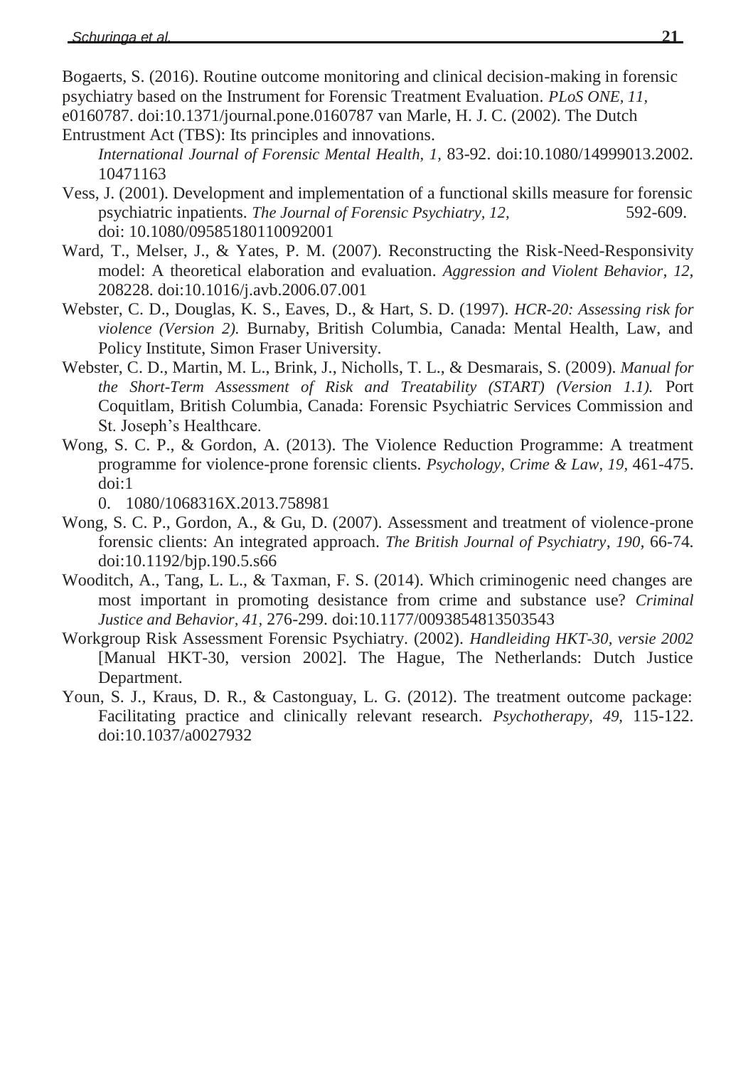Bogaerts, S. (2016). Routine outcome monitoring and clinical decision-making in forensic psychiatry based on the Instrument for Forensic Treatment Evaluation. *PLoS ONE, 11,* e0160787. doi:10.1371/journal.pone.0160787 van Marle, H. J. C. (2002). The Dutch Entrustment Act (TBS): Its principles and innovations. *International Journal of Forensic Mental Health, 1,* 83-92. doi:10.1080/14999013.2002.10471163

Vess, J. (2001). Development and implementation of a functional skills measure for forensic psychiatric inpatients. *The Journal of Forensic Psychiatry, 12,* 592-609. doi: 10.1080/09585180110092001

Ward, T., Melser, J., & Yates, P. M. (2007). Reconstructing the Risk-Need-Responsivity model: A theoretical elaboration and evaluation. *Aggression and Violent Behavior, 12,* 208228. doi:10.1016/j.avb.2006.07.001

Webster, C. D., Douglas, K. S., Eaves, D., & Hart, S. D. (1997). *HCR-20: Assessing risk for violence (Version 2).* Burnaby, British Columbia, Canada: Mental Health, Law, and Policy Institute, Simon Fraser University.

Webster, C. D., Martin, M. L., Brink, J., Nicholls, T. L., & Desmarais, S. (2009). *Manual for the Short-Term Assessment of Risk and Treatability (START) (Version 1.1).* Port Coquitlam, British Columbia, Canada: Forensic Psychiatric Services Commission and St. Joseph's Healthcare.

Wong, S. C. P., & Gordon, A. (2013). The Violence Reduction Programme: A treatment programme for violence-prone forensic clients. *Psychology, Crime & Law, 19,* 461-475. doi:1

0. 1080/1068316X.2013.758981

Wong, S. C. P., Gordon, A., & Gu, D. (2007). Assessment and treatment of violence-prone forensic clients: An integrated approach. *The British Journal of Psychiatry, 190,* 66-74. doi:10.1192/bjp.190.5.s66

Wooditch, A., Tang, L. L., & Taxman, F. S. (2014). Which criminogenic need changes are most important in promoting desistance from crime and substance use? *Criminal Justice and Behavior, 41,* 276-299. doi:10.1177/0093854813503543

Workgroup Risk Assessment Forensic Psychiatry. (2002). *Handleiding HKT-30, versie 2002* [Manual HKT-30, version 2002]. The Hague, The Netherlands: Dutch Justice Department.

Youn, S. J., Kraus, D. R., & Castonguay, L. G. (2012). The treatment outcome package: Facilitating practice and clinically relevant research. *Psychotherapy, 49,* 115-122. doi:10.1037/a0027932